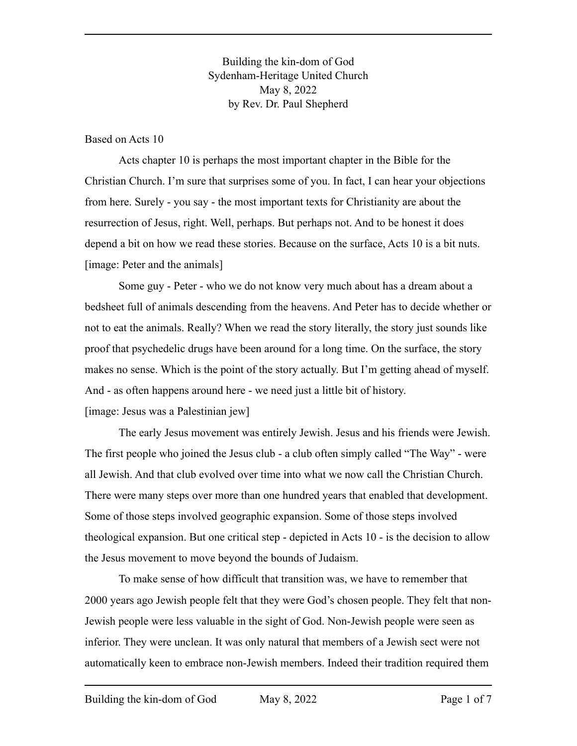# Building the kin-dom of God

Sydenham-Heritage United Church
May 8, 2022
by Rev. Dr. Paul Shepherd

Based on Acts 10

Acts chapter 10 is perhaps the most important chapter in the Bible for the Christian Church. I'm sure that surprises some of you. In fact, I can hear your objections from here. Surely - you say - the most important texts for Christianity are about the resurrection of Jesus, right. Well, perhaps. But perhaps not. And to be honest it does depend a bit on how we read these stories. Because on the surface, Acts 10 is a bit nuts. [image: Peter and the animals]

Some guy - Peter - who we do not know very much about has a dream about a bedsheet full of animals descending from the heavens. And Peter has to decide whether or not to eat the animals. Really? When we read the story literally, the story just sounds like proof that psychedelic drugs have been around for a long time. On the surface, the story makes no sense. Which is the point of the story actually. But I'm getting ahead of myself. And - as often happens around here - we need just a little bit of history.

[image: Jesus was a Palestinian jew]

The early Jesus movement was entirely Jewish. Jesus and his friends were Jewish. The first people who joined the Jesus club - a club often simply called "The Way" - were all Jewish. And that club evolved over time into what we now call the Christian Church. There were many steps over more than one hundred years that enabled that development. Some of those steps involved geographic expansion. Some of those steps involved theological expansion. But one critical step - depicted in Acts 10 - is the decision to allow the Jesus movement to move beyond the bounds of Judaism.

To make sense of how difficult that transition was, we have to remember that 2000 years ago Jewish people felt that they were God's chosen people. They felt that non-Jewish people were less valuable in the sight of God. Non-Jewish people were seen as inferior. They were unclean. It was only natural that members of a Jewish sect were not automatically keen to embrace non-Jewish members. Indeed their tradition required them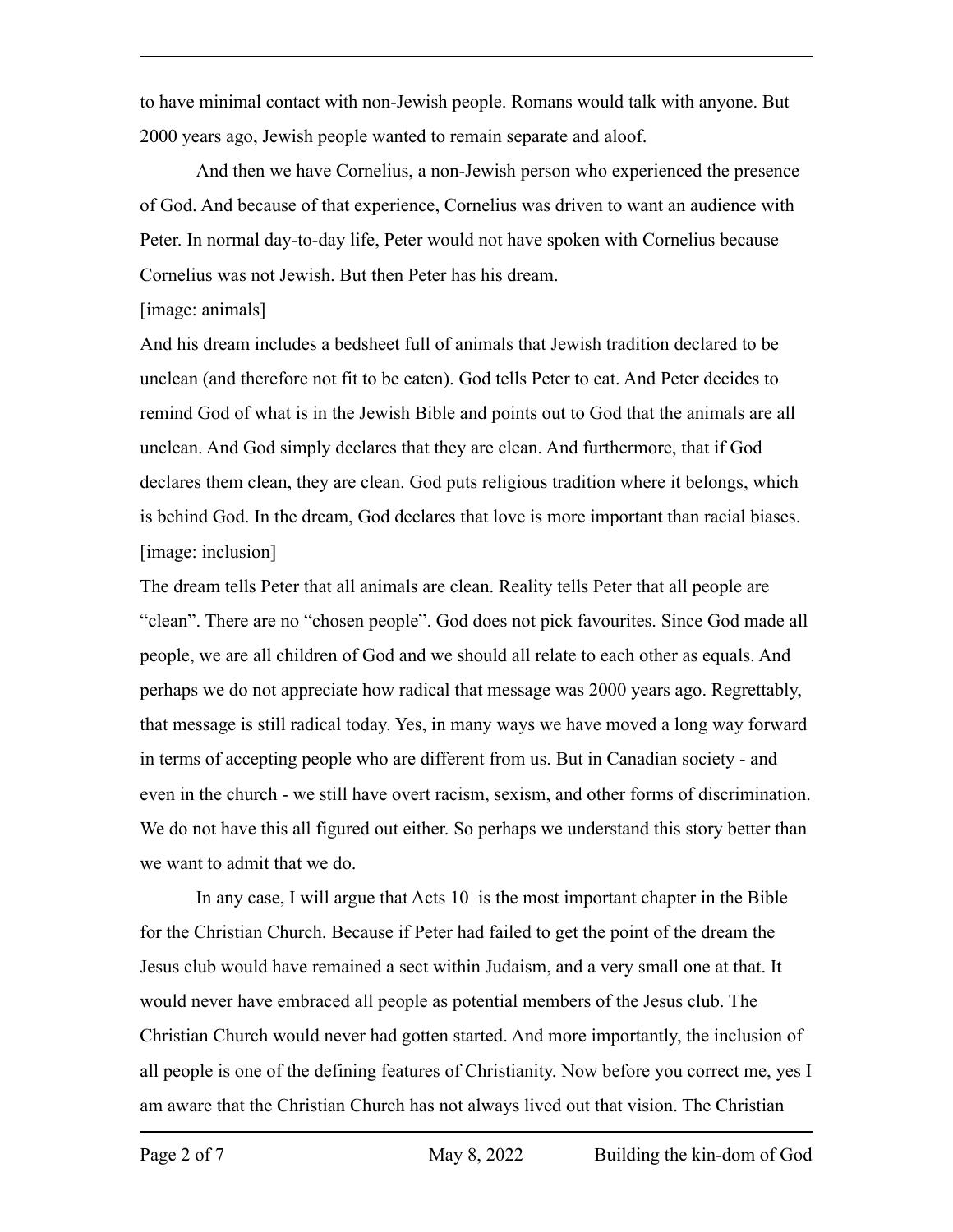to have minimal contact with non-Jewish people. Romans would talk with anyone. But 2000 years ago, Jewish people wanted to remain separate and aloof.

And then we have Cornelius, a non-Jewish person who experienced the presence of God. And because of that experience, Cornelius was driven to want an audience with Peter. In normal day-to-day life, Peter would not have spoken with Cornelius because Cornelius was not Jewish. But then Peter has his dream.

[image: animals]

And his dream includes a bedsheet full of animals that Jewish tradition declared to be unclean (and therefore not fit to be eaten). God tells Peter to eat. And Peter decides to remind God of what is in the Jewish Bible and points out to God that the animals are all unclean. And God simply declares that they are clean. And furthermore, that if God declares them clean, they are clean. God puts religious tradition where it belongs, which is behind God. In the dream, God declares that love is more important than racial biases.

[image: inclusion]

The dream tells Peter that all animals are clean. Reality tells Peter that all people are "clean". There are no "chosen people". God does not pick favourites. Since God made all people, we are all children of God and we should all relate to each other as equals. And perhaps we do not appreciate how radical that message was 2000 years ago. Regrettably, that message is still radical today. Yes, in many ways we have moved a long way forward in terms of accepting people who are different from us. But in Canadian society - and even in the church - we still have overt racism, sexism, and other forms of discrimination. We do not have this all figured out either. So perhaps we understand this story better than we want to admit that we do.

In any case, I will argue that Acts 10 is the most important chapter in the Bible for the Christian Church. Because if Peter had failed to get the point of the dream the Jesus club would have remained a sect within Judaism, and a very small one at that. It would never have embraced all people as potential members of the Jesus club. The Christian Church would never had gotten started. And more importantly, the inclusion of all people is one of the defining features of Christianity. Now before you correct me, yes I am aware that the Christian Church has not always lived out that vision. The Christian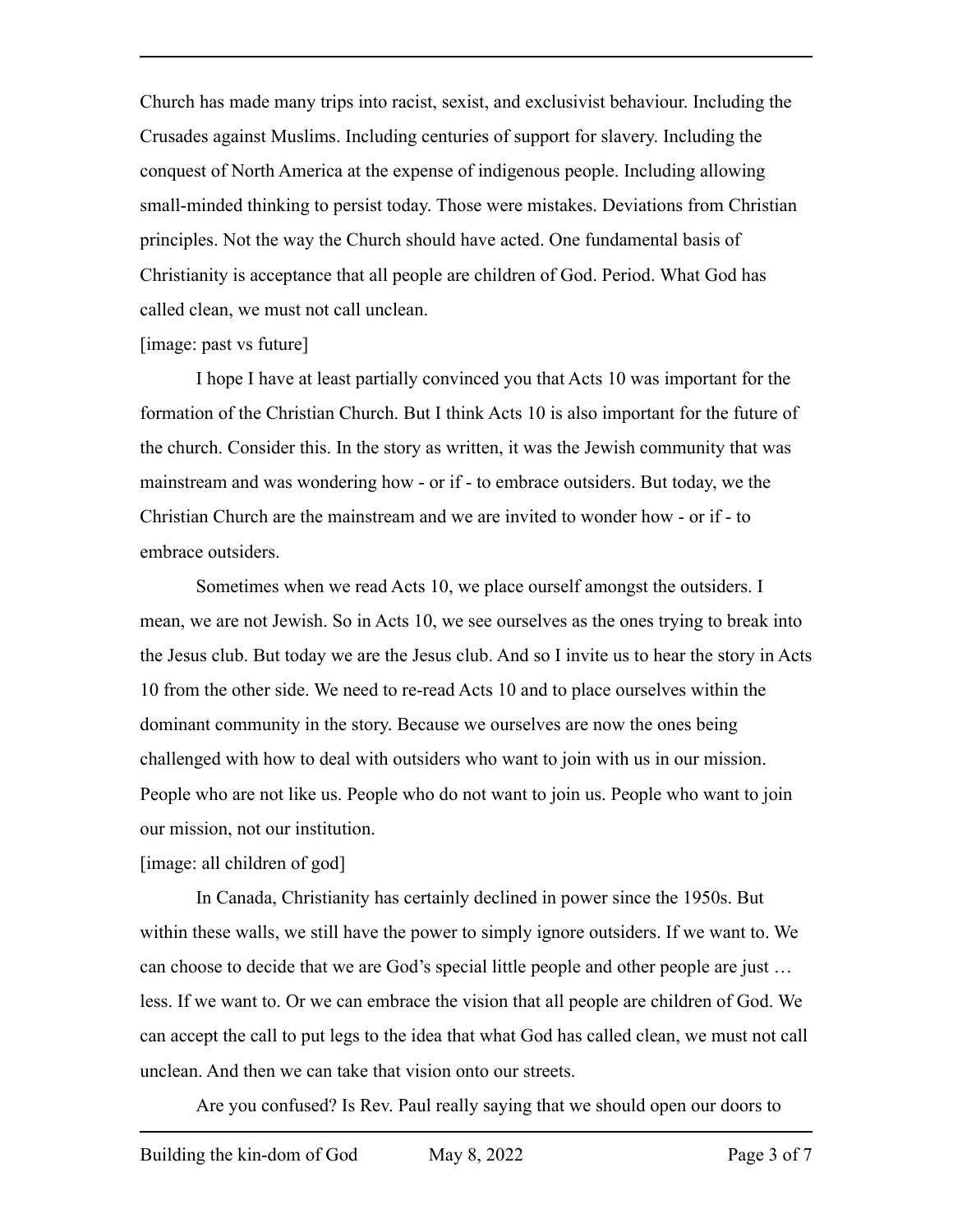Church has made many trips into racist, sexist, and exclusivist behaviour. Including the Crusades against Muslims. Including centuries of support for slavery. Including the conquest of North America at the expense of indigenous people. Including allowing small-minded thinking to persist today. Those were mistakes. Deviations from Christian principles. Not the way the Church should have acted. One fundamental basis of Christianity is acceptance that all people are children of God. Period. What God has called clean, we must not call unclean.

[image: past vs future]

I hope I have at least partially convinced you that Acts 10 was important for the formation of the Christian Church. But I think Acts 10 is also important for the future of the church. Consider this. In the story as written, it was the Jewish community that was mainstream and was wondering how - or if - to embrace outsiders. But today, we the Christian Church are the mainstream and we are invited to wonder how - or if - to embrace outsiders.

Sometimes when we read Acts 10, we place ourself amongst the outsiders. I mean, we are not Jewish. So in Acts 10, we see ourselves as the ones trying to break into the Jesus club. But today we are the Jesus club. And so I invite us to hear the story in Acts 10 from the other side. We need to re-read Acts 10 and to place ourselves within the dominant community in the story. Because we ourselves are now the ones being challenged with how to deal with outsiders who want to join with us in our mission. People who are not like us. People who do not want to join us. People who want to join our mission, not our institution.

[image: all children of god]

In Canada, Christianity has certainly declined in power since the 1950s. But within these walls, we still have the power to simply ignore outsiders. If we want to. We can choose to decide that we are God's special little people and other people are just … less. If we want to. Or we can embrace the vision that all people are children of God. We can accept the call to put legs to the idea that what God has called clean, we must not call unclean. And then we can take that vision onto our streets.

Are you confused? Is Rev. Paul really saying that we should open our doors to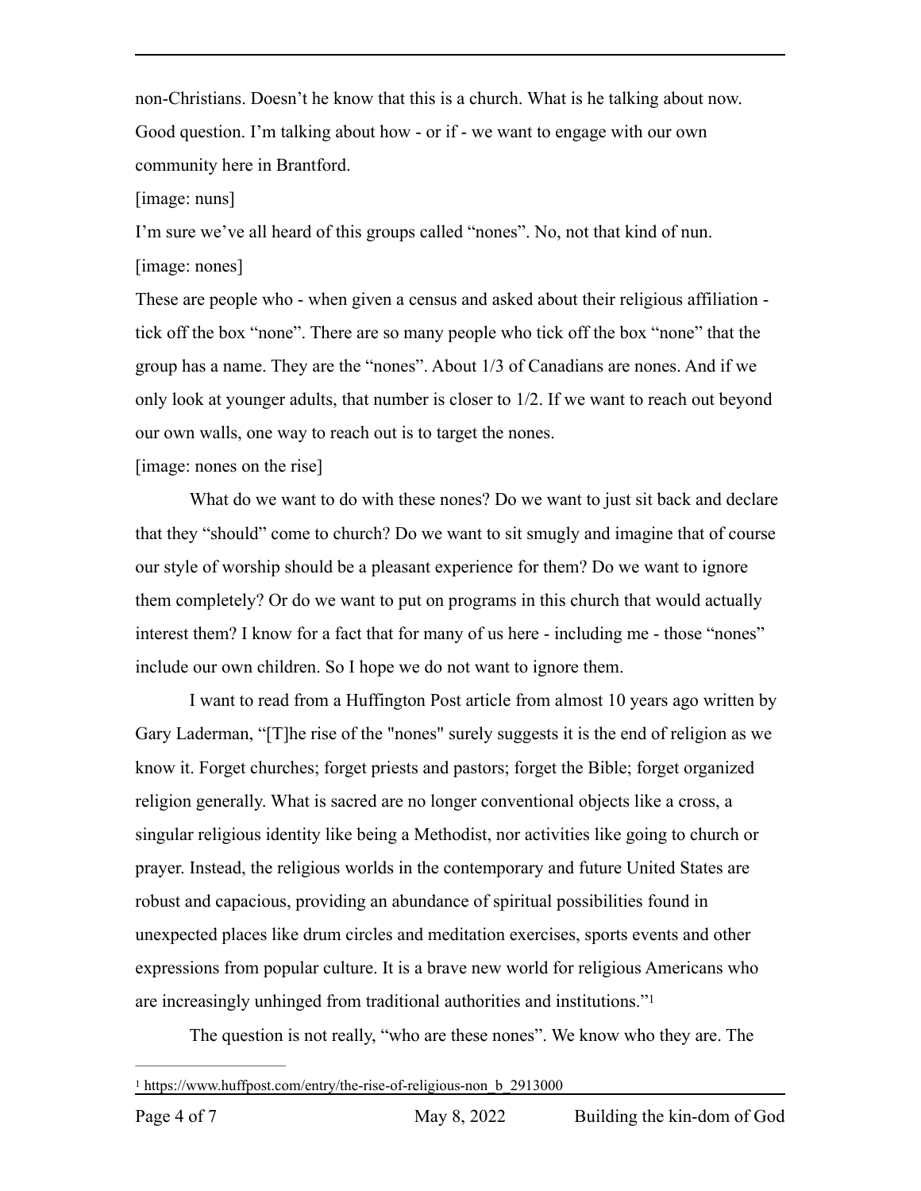non-Christians. Doesn't he know that this is a church. What is he talking about now. Good question. I'm talking about how - or if - we want to engage with our own community here in Brantford.

[image: nuns]

I'm sure we've all heard of this groups called "nones". No, not that kind of nun.

[image: nones]

These are people who - when given a census and asked about their religious affiliation - tick off the box "none". There are so many people who tick off the box "none" that the group has a name. They are the "nones". About 1/3 of Canadians are nones. And if we only look at younger adults, that number is closer to 1/2. If we want to reach out beyond our own walls, one way to reach out is to target the nones.

[image: nones on the rise]

What do we want to do with these nones? Do we want to just sit back and declare that they "should" come to church? Do we want to sit smugly and imagine that of course our style of worship should be a pleasant experience for them? Do we want to ignore them completely? Or do we want to put on programs in this church that would actually interest them? I know for a fact that for many of us here - including me - those "nones" include our own children. So I hope we do not want to ignore them.

I want to read from a Huffington Post article from almost 10 years ago written by Gary Laderman, "[T]he rise of the "nones" surely suggests it is the end of religion as we know it. Forget churches; forget priests and pastors; forget the Bible; forget organized religion generally. What is sacred are no longer conventional objects like a cross, a singular religious identity like being a Methodist, nor activities like going to church or prayer. Instead, the religious worlds in the contemporary and future United States are robust and capacious, providing an abundance of spiritual possibilities found in unexpected places like drum circles and meditation exercises, sports events and other expressions from popular culture. It is a brave new world for religious Americans who are increasingly unhinged from traditional authorities and institutions."[1]

The question is not really, "who are these nones". We know who they are. The

---

[1] https://www.huffpost.com/entry/the-rise-of-religious-non_b_2913000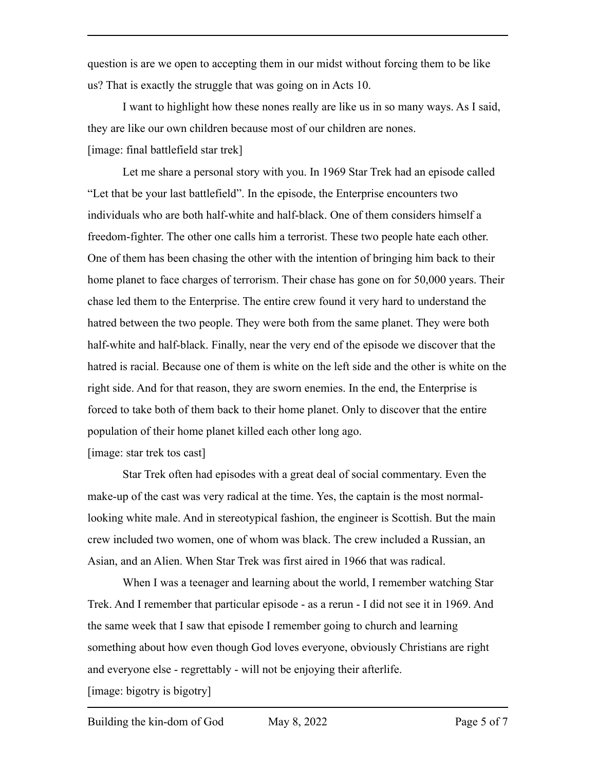question is are we open to accepting them in our midst without forcing them to be like us? That is exactly the struggle that was going on in Acts 10.

I want to highlight how these nones really are like us in so many ways. As I said, they are like our own children because most of our children are nones.

[image: final battlefield star trek]

Let me share a personal story with you. In 1969 Star Trek had an episode called "Let that be your last battlefield". In the episode, the Enterprise encounters two individuals who are both half-white and half-black. One of them considers himself a freedom-fighter. The other one calls him a terrorist. These two people hate each other. One of them has been chasing the other with the intention of bringing him back to their home planet to face charges of terrorism. Their chase has gone on for 50,000 years. Their chase led them to the Enterprise. The entire crew found it very hard to understand the hatred between the two people. They were both from the same planet. They were both half-white and half-black. Finally, near the very end of the episode we discover that the hatred is racial. Because one of them is white on the left side and the other is white on the right side. And for that reason, they are sworn enemies. In the end, the Enterprise is forced to take both of them back to their home planet. Only to discover that the entire population of their home planet killed each other long ago.

[image: star trek tos cast]

Star Trek often had episodes with a great deal of social commentary. Even the make-up of the cast was very radical at the time. Yes, the captain is the most normal-looking white male. And in stereotypical fashion, the engineer is Scottish. But the main crew included two women, one of whom was black. The crew included a Russian, an Asian, and an Alien. When Star Trek was first aired in 1966 that was radical.

When I was a teenager and learning about the world, I remember watching Star Trek. And I remember that particular episode - as a rerun - I did not see it in 1969. And the same week that I saw that episode I remember going to church and learning something about how even though God loves everyone, obviously Christians are right and everyone else - regrettably - will not be enjoying their afterlife.

[image: bigotry is bigotry]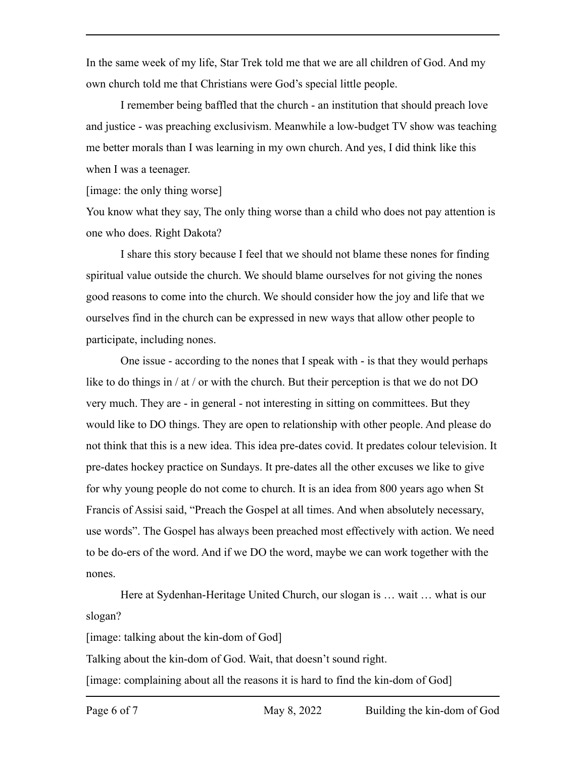In the same week of my life, Star Trek told me that we are all children of God. And my own church told me that Christians were God's special little people.

I remember being baffled that the church - an institution that should preach love and justice - was preaching exclusivism. Meanwhile a low-budget TV show was teaching me better morals than I was learning in my own church. And yes, I did think like this when I was a teenager.

[image: the only thing worse]

You know what they say, The only thing worse than a child who does not pay attention is one who does. Right Dakota?

I share this story because I feel that we should not blame these nones for finding spiritual value outside the church. We should blame ourselves for not giving the nones good reasons to come into the church. We should consider how the joy and life that we ourselves find in the church can be expressed in new ways that allow other people to participate, including nones.

One issue - according to the nones that I speak with - is that they would perhaps like to do things in / at / or with the church. But their perception is that we do not DO very much. They are - in general - not interesting in sitting on committees. But they would like to DO things. They are open to relationship with other people. And please do not think that this is a new idea. This idea pre-dates covid. It predates colour television. It pre-dates hockey practice on Sundays. It pre-dates all the other excuses we like to give for why young people do not come to church. It is an idea from 800 years ago when St Francis of Assisi said, "Preach the Gospel at all times. And when absolutely necessary, use words". The Gospel has always been preached most effectively with action. We need to be do-ers of the word. And if we DO the word, maybe we can work together with the nones.

Here at Sydenhan-Heritage United Church, our slogan is … wait … what is our slogan?

[image: talking about the kin-dom of God]

Talking about the kin-dom of God. Wait, that doesn't sound right.

[image: complaining about all the reasons it is hard to find the kin-dom of God]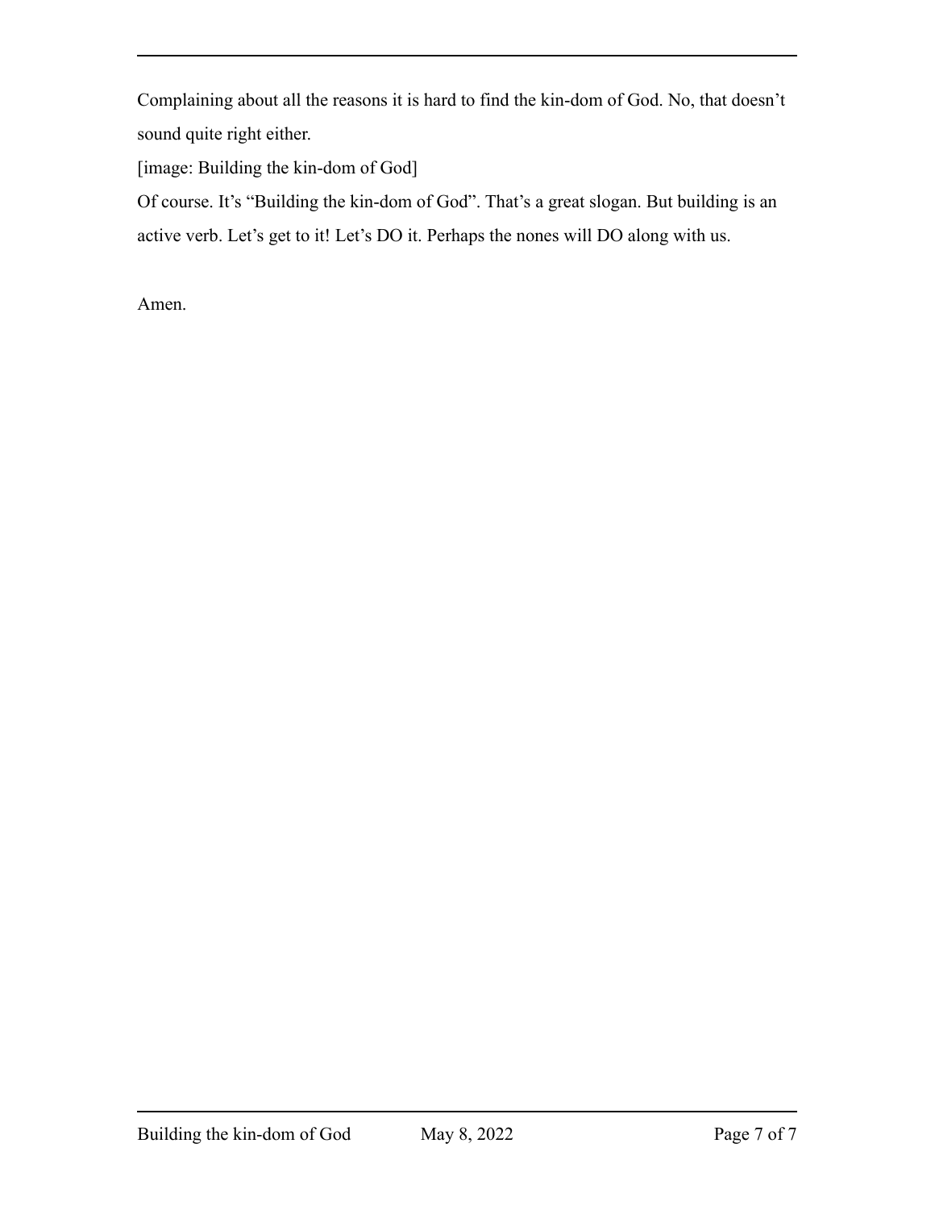Complaining about all the reasons it is hard to find the kin-dom of God. No, that doesn't sound quite right either.

[image: Building the kin-dom of God]

Of course. It's "Building the kin-dom of God". That's a great slogan. But building is an active verb. Let's get to it! Let's DO it. Perhaps the nones will DO along with us.

Amen.